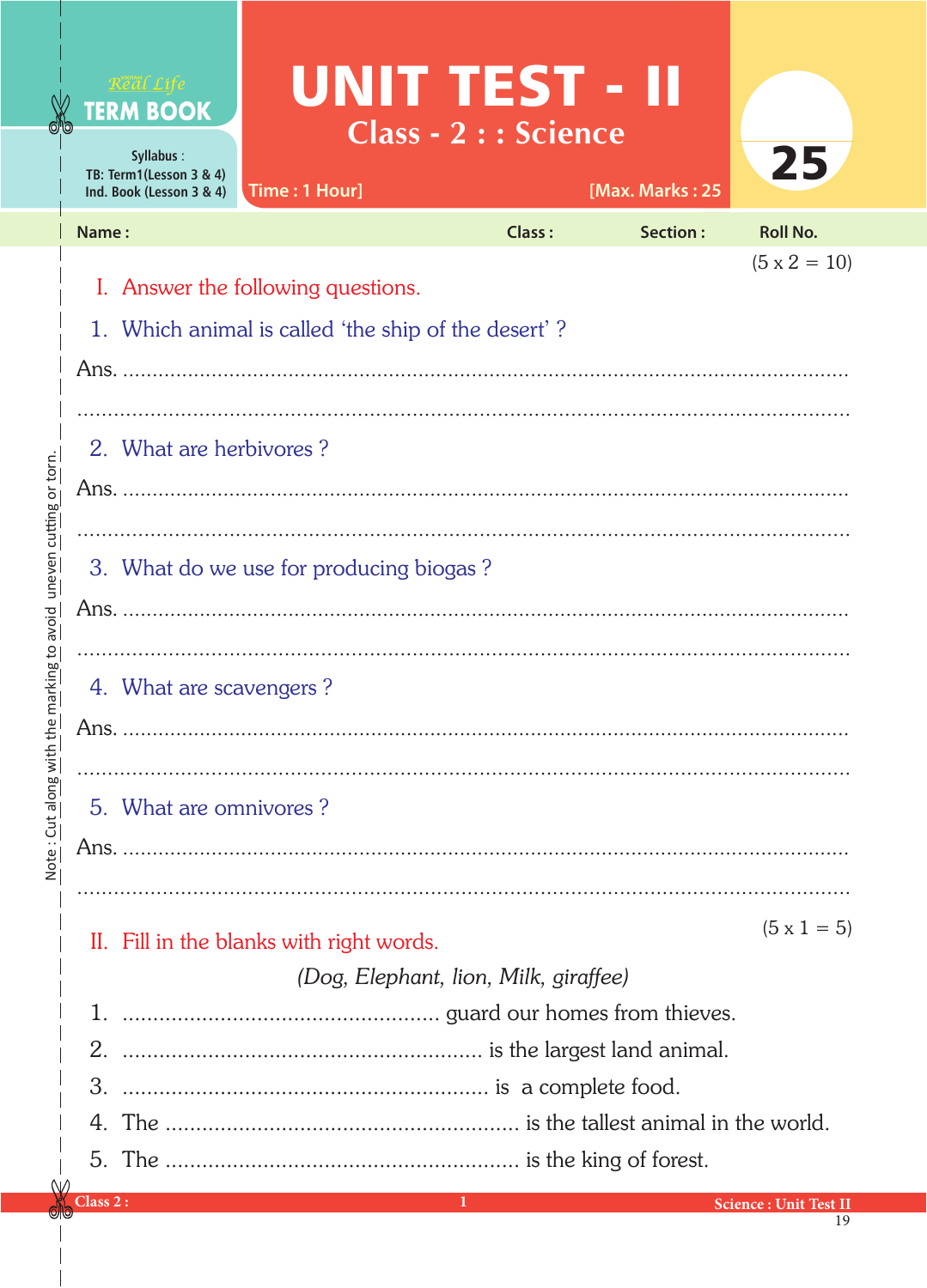Real Life
**TERM BOOK**

Syllabus :
TB: Term1(Lesson 3 & 4)
Ind. Book (Lesson 3 & 4)

# UNIT TEST - II

## Class - 2 : : Science

Time : 1 Hour] [Max. Marks : 25

25

Name : Class : Section : Roll No.

(5 x 2 = 10)

### I. Answer the following questions.

1. Which animal is called 'the ship of the desert' ?

Ans. ..........................................................................................................

..........................................................................................................

2. What are herbivores ?

Ans. ..........................................................................................................

..........................................................................................................

3. What do we use for producing biogas ?

Ans. ..........................................................................................................

..........................................................................................................

4. What are scavengers ?

Ans. ..........................................................................................................

..........................................................................................................

5. What are omnivores ?

Ans. ..........................................................................................................

..........................................................................................................

(5 x 1 = 5)

### II. Fill in the blanks with right words.

*(Dog, Elephant, lion, Milk, giraffee)*

1. .................................................. guard our homes from thieves.
2. ........................................................ is the largest land animal.
3. .......................................................... is a complete food.
4. The ........................................................ is the tallest animal in the world.
5. The ........................................................ is the king of forest.

Note : Cut along with the marking to avoid uneven cutting or torn.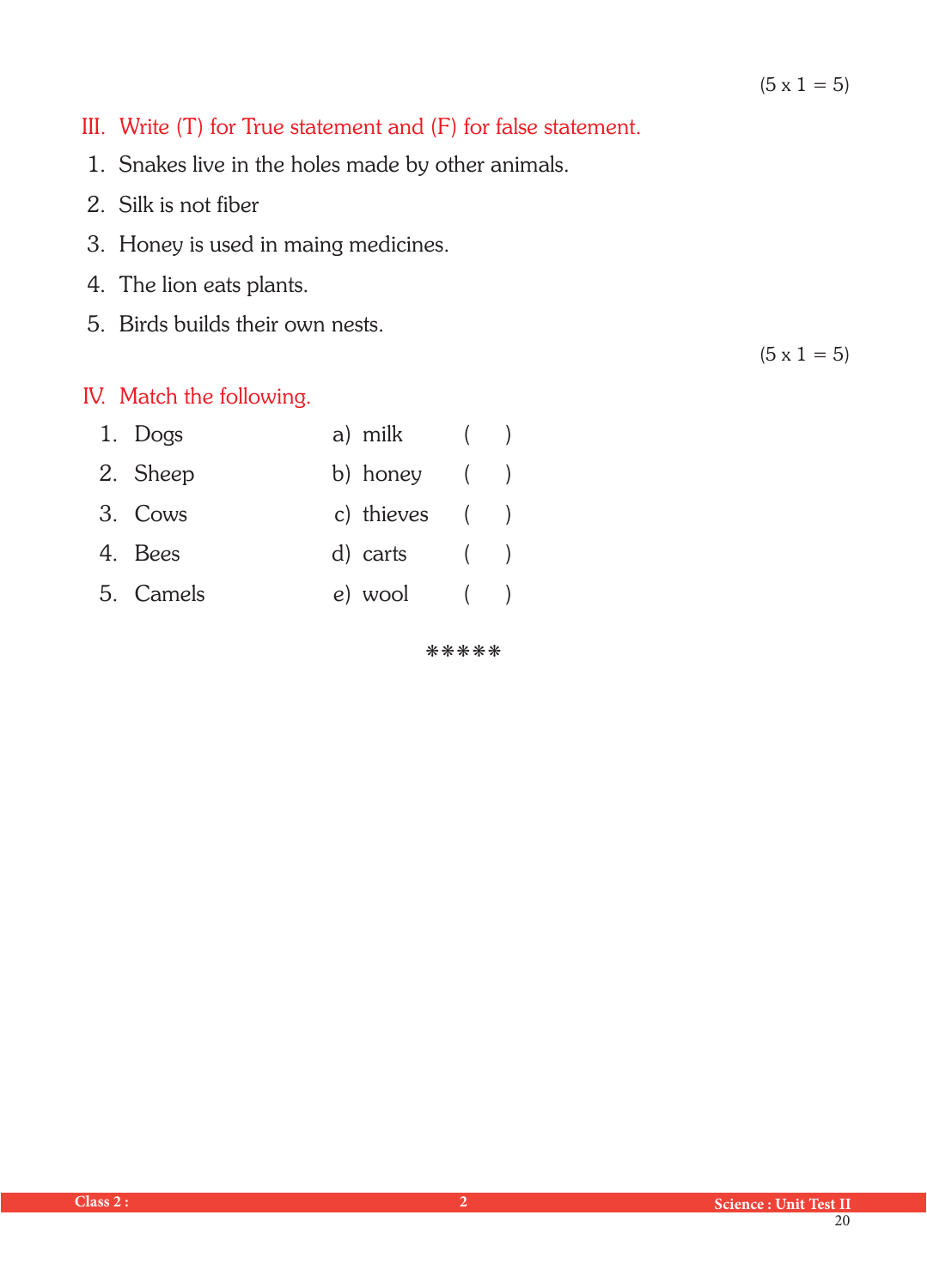(5 x 1 = 5)

## III. Write (T) for True statement and (F) for false statement.

1. Snakes live in the holes made by other animals.
2. Silk is not fiber
3. Honey is used in maing medicines.
4. The lion eats plants.
5. Birds builds their own nests.

(5 x 1 = 5)

## IV. Match the following.

| | | |
|---|---|---|
| 1. Dogs | a) milk | ( ) |
| 2. Sheep | b) honey | ( ) |
| 3. Cows | c) thieves | ( ) |
| 4. Bees | d) carts | ( ) |
| 5. Camels | e) wool | ( ) |

*****